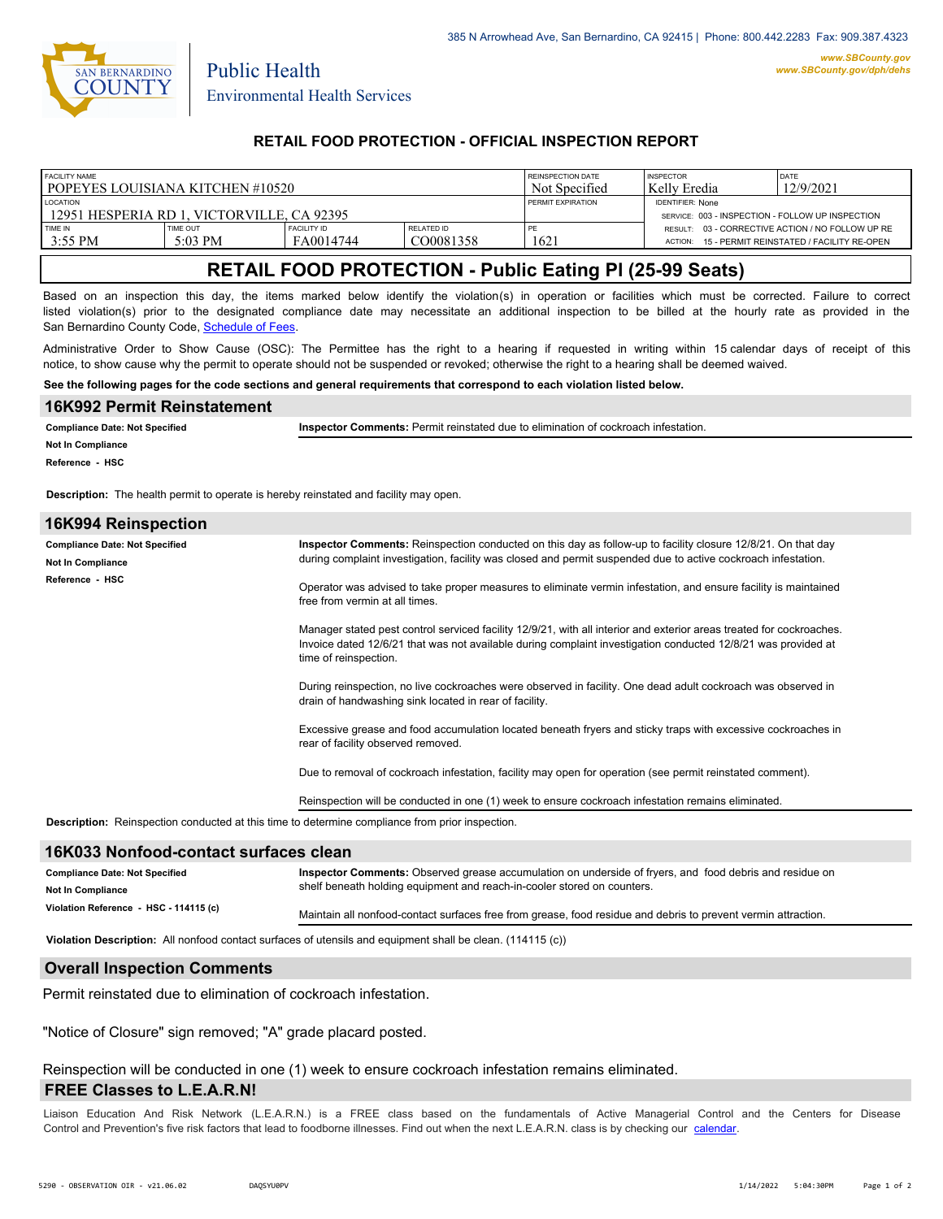385 N Arrowhead Ave, San Bernardino, CA 92415 | Phone: 800.442.2283 Fax: 909.387.4323

www.SBCounty.gov
www.SBCounty.gov/dph/dehs

SAN BERNARDINO COUNTY

Public Health
Environmental Health Services

## RETAIL FOOD PROTECTION - OFFICIAL INSPECTION REPORT

| FACILITY NAME | | | | REINSPECTION DATE | INSPECTOR | DATE |
|---|---|---|---|---|---|---|
| POPEYES LOUISIANA KITCHEN #10520 | | | | Not Specified | Kelly Eredia | 12/9/2021 |
| LOCATION | | | | PERMIT EXPIRATION | IDENTIFIER: None | |
| 12951 HESPERIA RD 1, VICTORVILLE, CA 92395 | | | | | SERVICE: 003 - INSPECTION - FOLLOW UP INSPECTION | |
| TIME IN | TIME OUT | FACILITY ID | RELATED ID | PE | RESULT: 03 - CORRECTIVE ACTION / NO FOLLOW UP RE | |
| 3:55 PM | 5:03 PM | FA0014744 | CO0081358 | 1621 | ACTION: 15 - PERMIT REINSTATED / FACILITY RE-OPEN | |

# RETAIL FOOD PROTECTION - Public Eating Pl (25-99 Seats)

Based on an inspection this day, the items marked below identify the violation(s) in operation or facilities which must be corrected. Failure to correct listed violation(s) prior to the designated compliance date may necessitate an additional inspection to be billed at the hourly rate as provided in the San Bernardino County Code, Schedule of Fees.

Administrative Order to Show Cause (OSC): The Permittee has the right to a hearing if requested in writing within 15 calendar days of receipt of this notice, to show cause why the permit to operate should not be suspended or revoked; otherwise the right to a hearing shall be deemed waived.

**See the following pages for the code sections and general requirements that correspond to each violation listed below.**

## 16K992 Permit Reinstatement

**Compliance Date: Not Specified**
**Not In Compliance**
**Reference - HSC**

**Inspector Comments:** Permit reinstated due to elimination of cockroach infestation.

**Description:** The health permit to operate is hereby reinstated and facility may open.

## 16K994 Reinspection

**Compliance Date: Not Specified**
**Not In Compliance**
**Reference - HSC**

**Inspector Comments:** Reinspection conducted on this day as follow-up to facility closure 12/8/21. On that day during complaint investigation, facility was closed and permit suspended due to active cockroach infestation.

Operator was advised to take proper measures to eliminate vermin infestation, and ensure facility is maintained free from vermin at all times.

Manager stated pest control serviced facility 12/9/21, with all interior and exterior areas treated for cockroaches. Invoice dated 12/6/21 that was not available during complaint investigation conducted 12/8/21 was provided at time of reinspection.

During reinspection, no live cockroaches were observed in facility. One dead adult cockroach was observed in drain of handwashing sink located in rear of facility.

Excessive grease and food accumulation located beneath fryers and sticky traps with excessive cockroaches in rear of facility observed removed.

Due to removal of cockroach infestation, facility may open for operation (see permit reinstated comment).

Reinspection will be conducted in one (1) week to ensure cockroach infestation remains eliminated.

**Description:** Reinspection conducted at this time to determine compliance from prior inspection.

## 16K033 Nonfood-contact surfaces clean

**Compliance Date: Not Specified**
**Not In Compliance**
**Violation Reference - HSC - 114115 (c)**

**Inspector Comments:** Observed grease accumulation on underside of fryers, and food debris and residue on shelf beneath holding equipment and reach-in-cooler stored on counters.

Maintain all nonfood-contact surfaces free from grease, food residue and debris to prevent vermin attraction.

**Violation Description:** All nonfood contact surfaces of utensils and equipment shall be clean. (114115 (c))

## Overall Inspection Comments

Permit reinstated due to elimination of cockroach infestation.

"Notice of Closure" sign removed; "A" grade placard posted.

Reinspection will be conducted in one (1) week to ensure cockroach infestation remains eliminated.

## FREE Classes to L.E.A.R.N!

Liaison Education And Risk Network (L.E.A.R.N.) is a FREE class based on the fundamentals of Active Managerial Control and the Centers for Disease Control and Prevention's five risk factors that lead to foodborne illnesses. Find out when the next L.E.A.R.N. class is by checking our calendar.

5290 - OBSERVATION OIR - v21.06.02 DAQSYU0PV 1/14/2022 5:04:30PM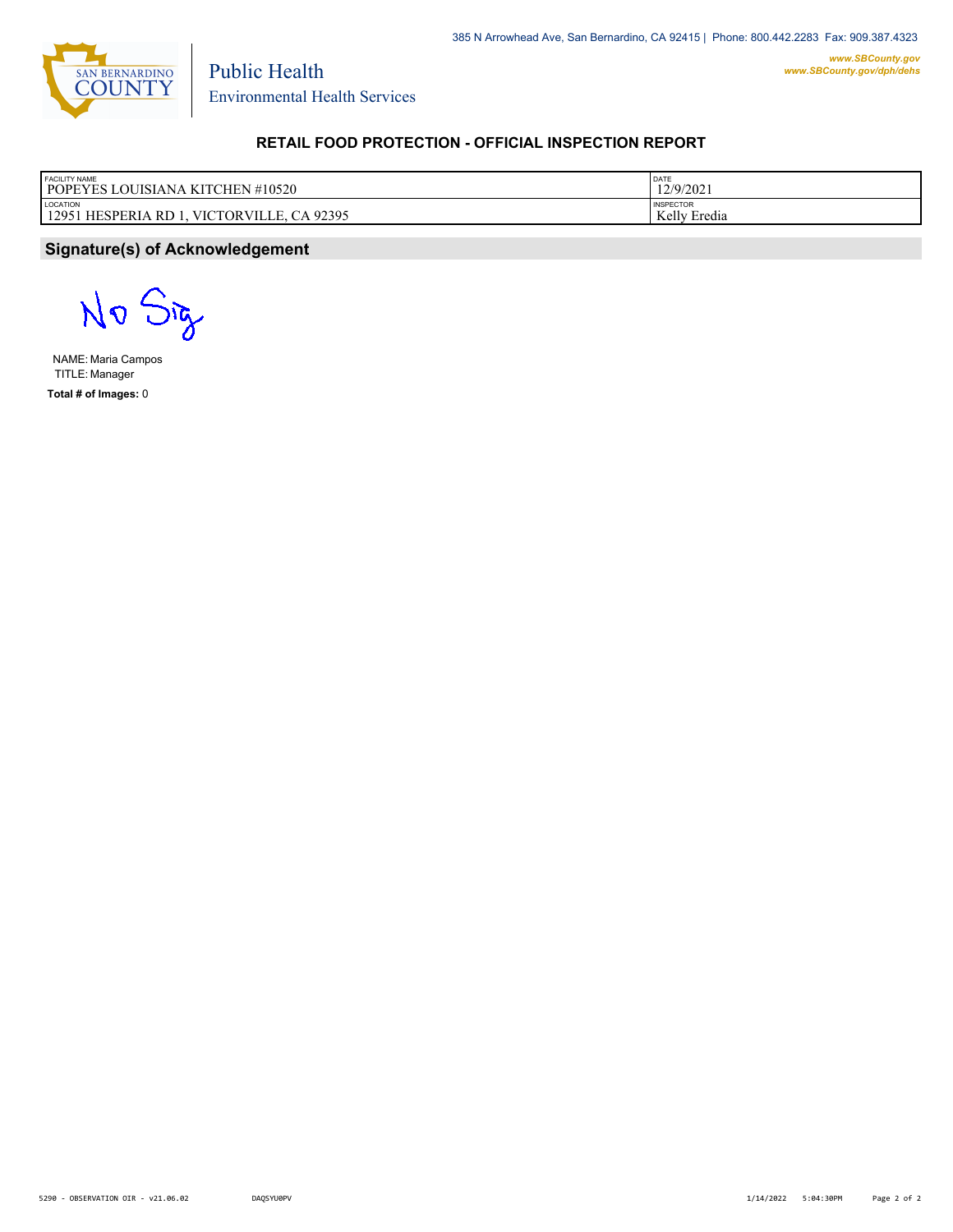385 N Arrowhead Ave, San Bernardino, CA 92415 | Phone: 800.442.2283 Fax: 909.387.4323

www.SBCounty.gov
www.SBCounty.gov/dph/dehs

SAN BERNARDINO COUNTY

Public Health
Environmental Health Services

## RETAIL FOOD PROTECTION - OFFICIAL INSPECTION REPORT

| | |
|---|---|
| FACILITY NAME<br>POPEYES LOUISIANA KITCHEN #10520 | DATE<br>12/9/2021 |
| LOCATION<br>12951 HESPERIA RD 1, VICTORVILLE, CA 92395 | INSPECTOR<br>Kelly Eredia |

## Signature(s) of Acknowledgement

No Sig

NAME: Maria Campos
TITLE: Manager

**Total # of Images:** 0

5290 - OBSERVATION OIR - v21.06.02    DAQSYU0PV    1/14/2022 5:04:30PM